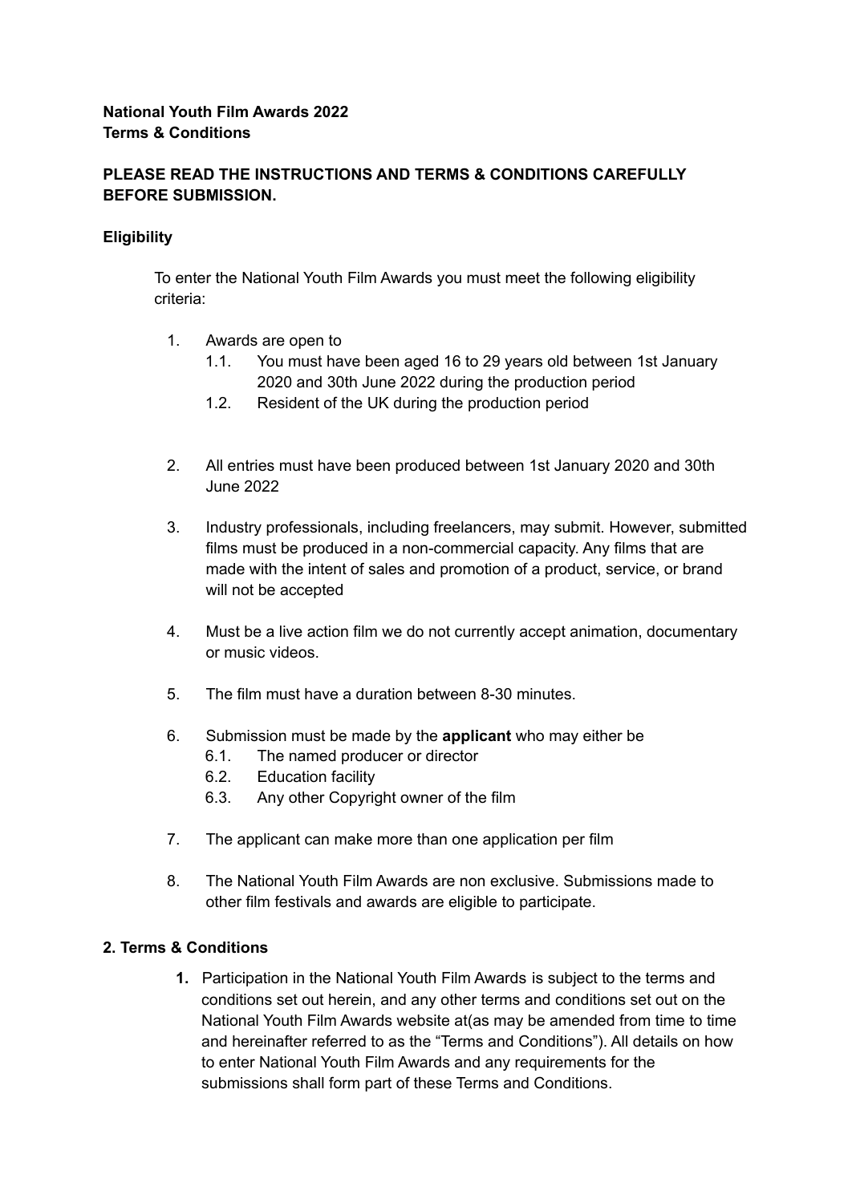**National Youth Film Awards 2022**
**Terms & Conditions**

**PLEASE READ THE INSTRUCTIONS AND TERMS & CONDITIONS CAREFULLY BEFORE SUBMISSION.**

**Eligibility**

To enter the National Youth Film Awards you must meet the following eligibility criteria:

1. Awards are open to
   1.1. You must have been aged 16 to 29 years old between 1st January 2020 and 30th June 2022 during the production period
   1.2. Resident of the UK during the production period

2. All entries must have been produced between 1st January 2020 and 30th June 2022

3. Industry professionals, including freelancers, may submit. However, submitted films must be produced in a non-commercial capacity. Any films that are made with the intent of sales and promotion of a product, service, or brand will not be accepted

4. Must be a live action film we do not currently accept animation, documentary or music videos.

5. The film must have a duration between 8-30 minutes.

6. Submission must be made by the **applicant** who may either be
   6.1. The named producer or director
   6.2. Education facility
   6.3. Any other Copyright owner of the film

7. The applicant can make more than one application per film

8. The National Youth Film Awards are non exclusive. Submissions made to other film festivals and awards are eligible to participate.

**2. Terms & Conditions**

**1.** Participation in the National Youth Film Awards is subject to the terms and conditions set out herein, and any other terms and conditions set out on the National Youth Film Awards website at(as may be amended from time to time and hereinafter referred to as the "Terms and Conditions"). All details on how to enter National Youth Film Awards and any requirements for the submissions shall form part of these Terms and Conditions.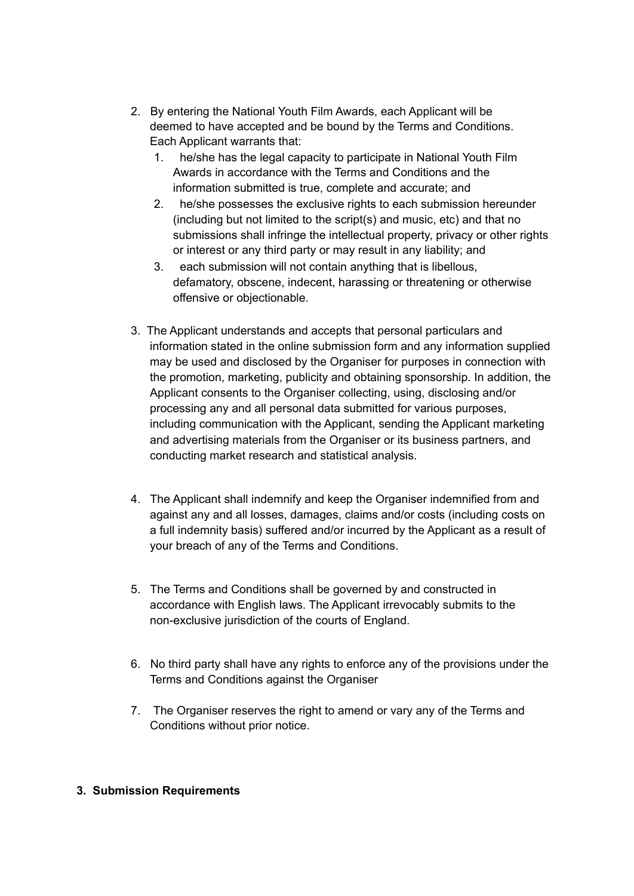2. By entering the National Youth Film Awards, each Applicant will be deemed to have accepted and be bound by the Terms and Conditions. Each Applicant warrants that:
    1. he/she has the legal capacity to participate in National Youth Film Awards in accordance with the Terms and Conditions and the information submitted is true, complete and accurate; and
    2. he/she possesses the exclusive rights to each submission hereunder (including but not limited to the script(s) and music, etc) and that no submissions shall infringe the intellectual property, privacy or other rights or interest or any third party or may result in any liability; and
    3. each submission will not contain anything that is libellous, defamatory, obscene, indecent, harassing or threatening or otherwise offensive or objectionable.

3. The Applicant understands and accepts that personal particulars and information stated in the online submission form and any information supplied may be used and disclosed by the Organiser for purposes in connection with the promotion, marketing, publicity and obtaining sponsorship. In addition, the Applicant consents to the Organiser collecting, using, disclosing and/or processing any and all personal data submitted for various purposes, including communication with the Applicant, sending the Applicant marketing and advertising materials from the Organiser or its business partners, and conducting market research and statistical analysis.

4. The Applicant shall indemnify and keep the Organiser indemnified from and against any and all losses, damages, claims and/or costs (including costs on a full indemnity basis) suffered and/or incurred by the Applicant as a result of your breach of any of the Terms and Conditions.

5. The Terms and Conditions shall be governed by and constructed in accordance with English laws. The Applicant irrevocably submits to the non-exclusive jurisdiction of the courts of England.

6. No third party shall have any rights to enforce any of the provisions under the Terms and Conditions against the Organiser

7. The Organiser reserves the right to amend or vary any of the Terms and Conditions without prior notice.

## 3. Submission Requirements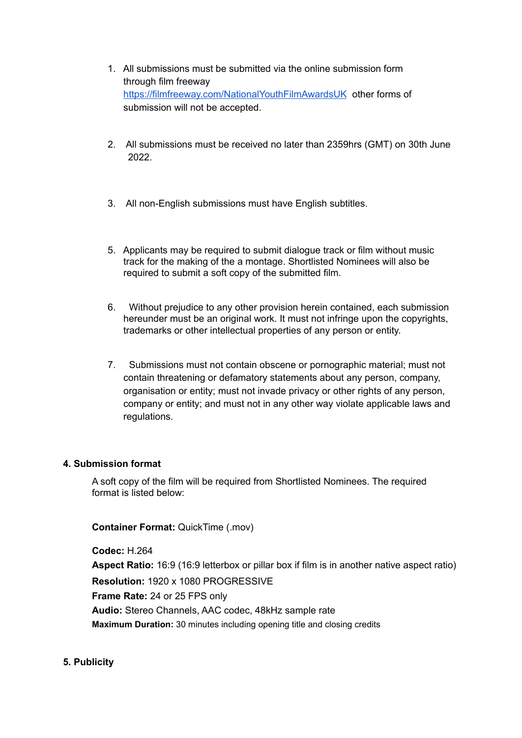1. All submissions must be submitted via the online submission form through film freeway [https://filmfreeway.com/NationalYouthFilmAwardsUK](https://filmfreeway.com/NationalYouthFilmAwardsUK) other forms of submission will not be accepted.

2. All submissions must be received no later than 2359hrs (GMT) on 30th June 2022.

3. All non-English submissions must have English subtitles.

5. Applicants may be required to submit dialogue track or film without music track for the making of the a montage. Shortlisted Nominees will also be required to submit a soft copy of the submitted film.

6. Without prejudice to any other provision herein contained, each submission hereunder must be an original work. It must not infringe upon the copyrights, trademarks or other intellectual properties of any person or entity.

7. Submissions must not contain obscene or pornographic material; must not contain threatening or defamatory statements about any person, company, organisation or entity; must not invade privacy or other rights of any person, company or entity; and must not in any other way violate applicable laws and regulations.

**4. Submission format**

A soft copy of the film will be required from Shortlisted Nominees. The required format is listed below:

**Container Format:** QuickTime (.mov)

**Codec:** H.264
**Aspect Ratio:** 16:9 (16:9 letterbox or pillar box if film is in another native aspect ratio)
**Resolution:** 1920 x 1080 PROGRESSIVE
**Frame Rate:** 24 or 25 FPS only
**Audio:** Stereo Channels, AAC codec, 48kHz sample rate
**Maximum Duration:** 30 minutes including opening title and closing credits

**5. Publicity**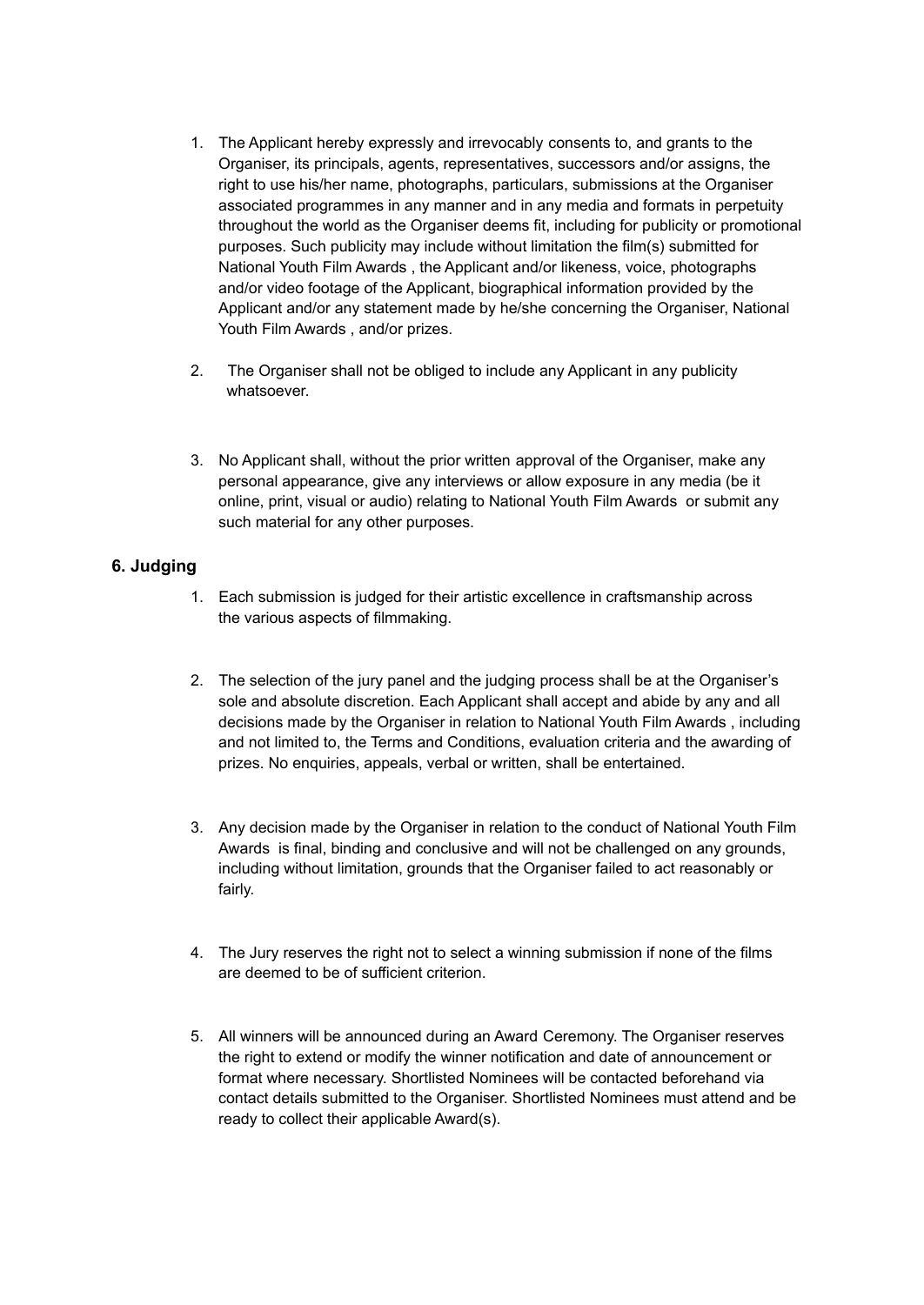1. The Applicant hereby expressly and irrevocably consents to, and grants to the Organiser, its principals, agents, representatives, successors and/or assigns, the right to use his/her name, photographs, particulars, submissions at the Organiser associated programmes in any manner and in any media and formats in perpetuity throughout the world as the Organiser deems fit, including for publicity or promotional purposes. Such publicity may include without limitation the film(s) submitted for National Youth Film Awards , the Applicant and/or likeness, voice, photographs and/or video footage of the Applicant, biographical information provided by the Applicant and/or any statement made by he/she concerning the Organiser, National Youth Film Awards , and/or prizes.

2. The Organiser shall not be obliged to include any Applicant in any publicity whatsoever.

3. No Applicant shall, without the prior written approval of the Organiser, make any personal appearance, give any interviews or allow exposure in any media (be it online, print, visual or audio) relating to National Youth Film Awards or submit any such material for any other purposes.

### 6. Judging

1. Each submission is judged for their artistic excellence in craftsmanship across the various aspects of filmmaking.

2. The selection of the jury panel and the judging process shall be at the Organiser's sole and absolute discretion. Each Applicant shall accept and abide by any and all decisions made by the Organiser in relation to National Youth Film Awards , including and not limited to, the Terms and Conditions, evaluation criteria and the awarding of prizes. No enquiries, appeals, verbal or written, shall be entertained.

3. Any decision made by the Organiser in relation to the conduct of National Youth Film Awards is final, binding and conclusive and will not be challenged on any grounds, including without limitation, grounds that the Organiser failed to act reasonably or fairly.

4. The Jury reserves the right not to select a winning submission if none of the films are deemed to be of sufficient criterion.

5. All winners will be announced during an Award Ceremony. The Organiser reserves the right to extend or modify the winner notification and date of announcement or format where necessary. Shortlisted Nominees will be contacted beforehand via contact details submitted to the Organiser. Shortlisted Nominees must attend and be ready to collect their applicable Award(s).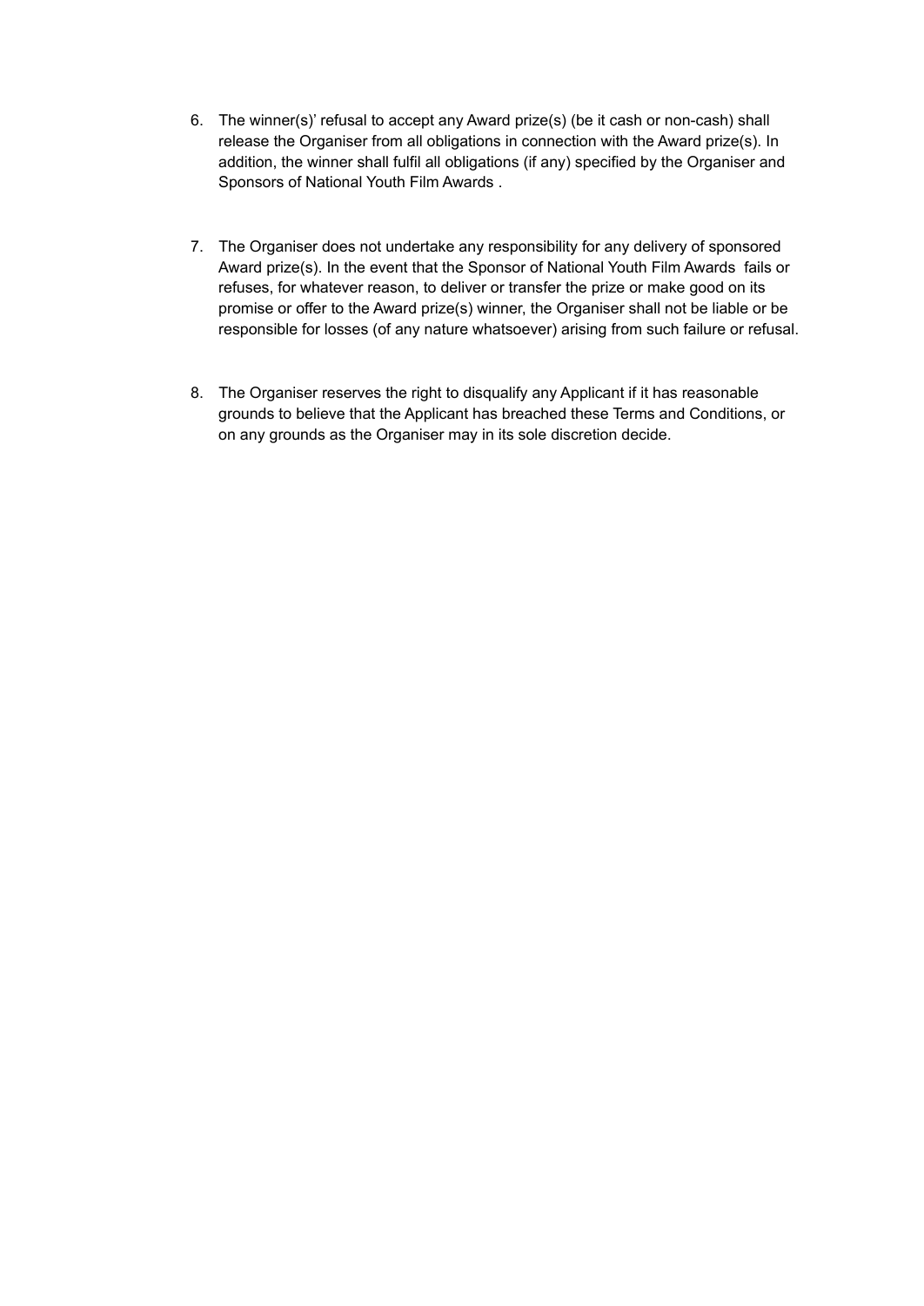6. The winner(s)' refusal to accept any Award prize(s) (be it cash or non-cash) shall release the Organiser from all obligations in connection with the Award prize(s). In addition, the winner shall fulfil all obligations (if any) specified by the Organiser and Sponsors of National Youth Film Awards .

7. The Organiser does not undertake any responsibility for any delivery of sponsored Award prize(s). In the event that the Sponsor of National Youth Film Awards fails or refuses, for whatever reason, to deliver or transfer the prize or make good on its promise or offer to the Award prize(s) winner, the Organiser shall not be liable or be responsible for losses (of any nature whatsoever) arising from such failure or refusal.

8. The Organiser reserves the right to disqualify any Applicant if it has reasonable grounds to believe that the Applicant has breached these Terms and Conditions, or on any grounds as the Organiser may in its sole discretion decide.